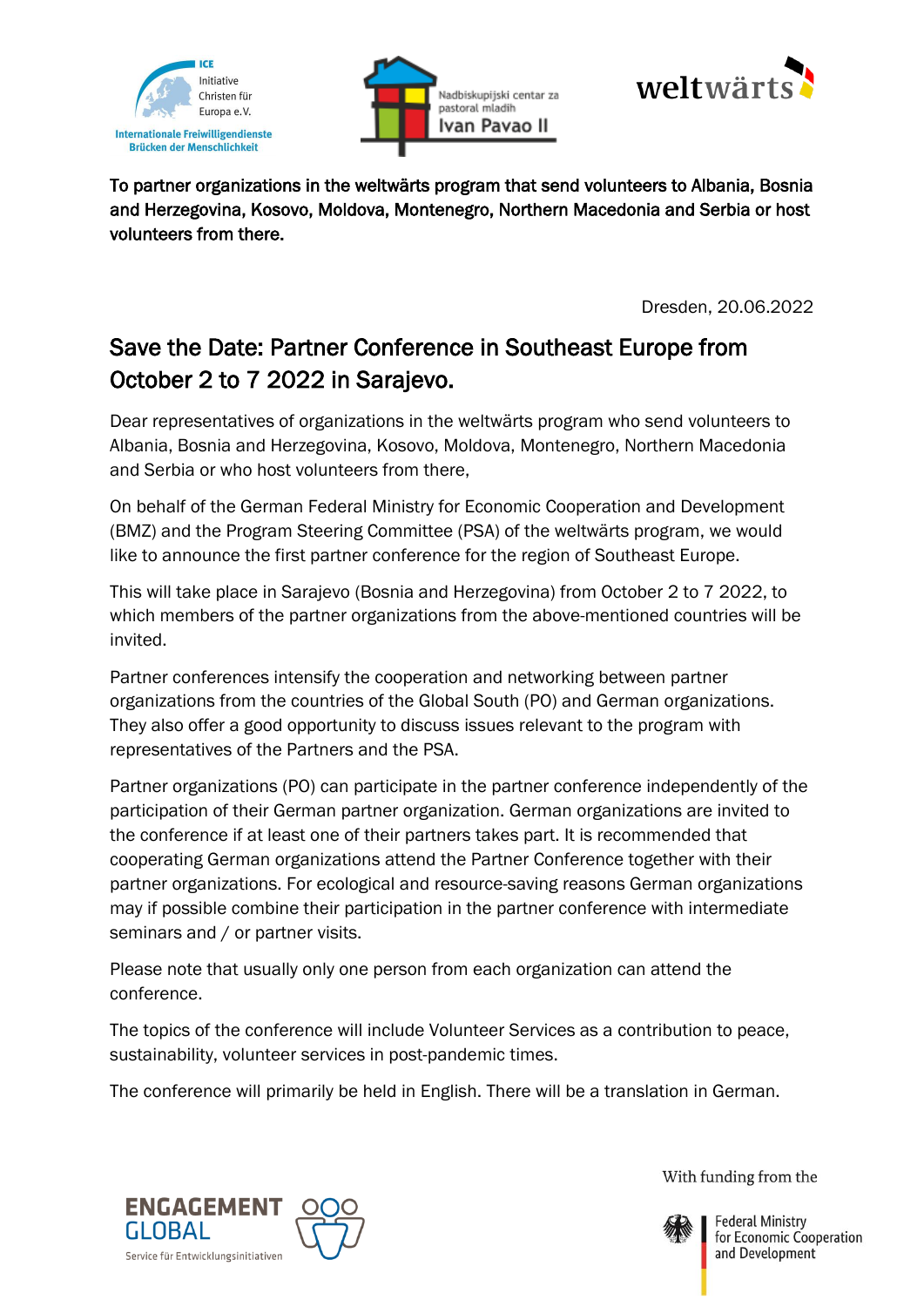To partner organizations in the weltwärts program that send volunteers to Albania, Bosnia and Herzegovina, Kosovo, Moldova, Montenegro, Northern Macedonia and Serbia or host volunteers from there.

Dresden, 20.06.2022

## Save the Date: Partner Conference in Southeast Europe from October 2 to 7 2022 in Sarajevo.

Dear representatives of organizations in the weltwärts program who send volunteers to Albania, Bosnia and Herzegovina, Kosovo, Moldova, Montenegro, Northern Macedonia and Serbia or who host volunteers from there,

On behalf of the German Federal Ministry for Economic Cooperation and Development (BMZ) and the Program Steering Committee (PSA) of the weltwärts program, we would like to announce the first partner conference for the region of Southeast Europe.

This will take place in Sarajevo (Bosnia and Herzegovina) from October 2 to 7 2022, to which members of the partner organizations from the above-mentioned countries will be invited.

Partner conferences intensify the cooperation and networking between partner organizations from the countries of the Global South (PO) and German organizations. They also offer a good opportunity to discuss issues relevant to the program with representatives of the Partners and the PSA.

Partner organizations (PO) can participate in the partner conference independently of the participation of their German partner organization. German organizations are invited to the conference if at least one of their partners takes part. It is recommended that cooperating German organizations attend the Partner Conference together with their partner organizations. For ecological and resource-saving reasons German organizations may if possible combine their participation in the partner conference with intermediate seminars and / or partner visits.

Please note that usually only one person from each organization can attend the conference.

The topics of the conference will include Volunteer Services as a contribution to peace, sustainability, volunteer services in post-pandemic times.

The conference will primarily be held in English. There will be a translation in German.

With funding from the Federal Ministry for Economic Cooperation and Development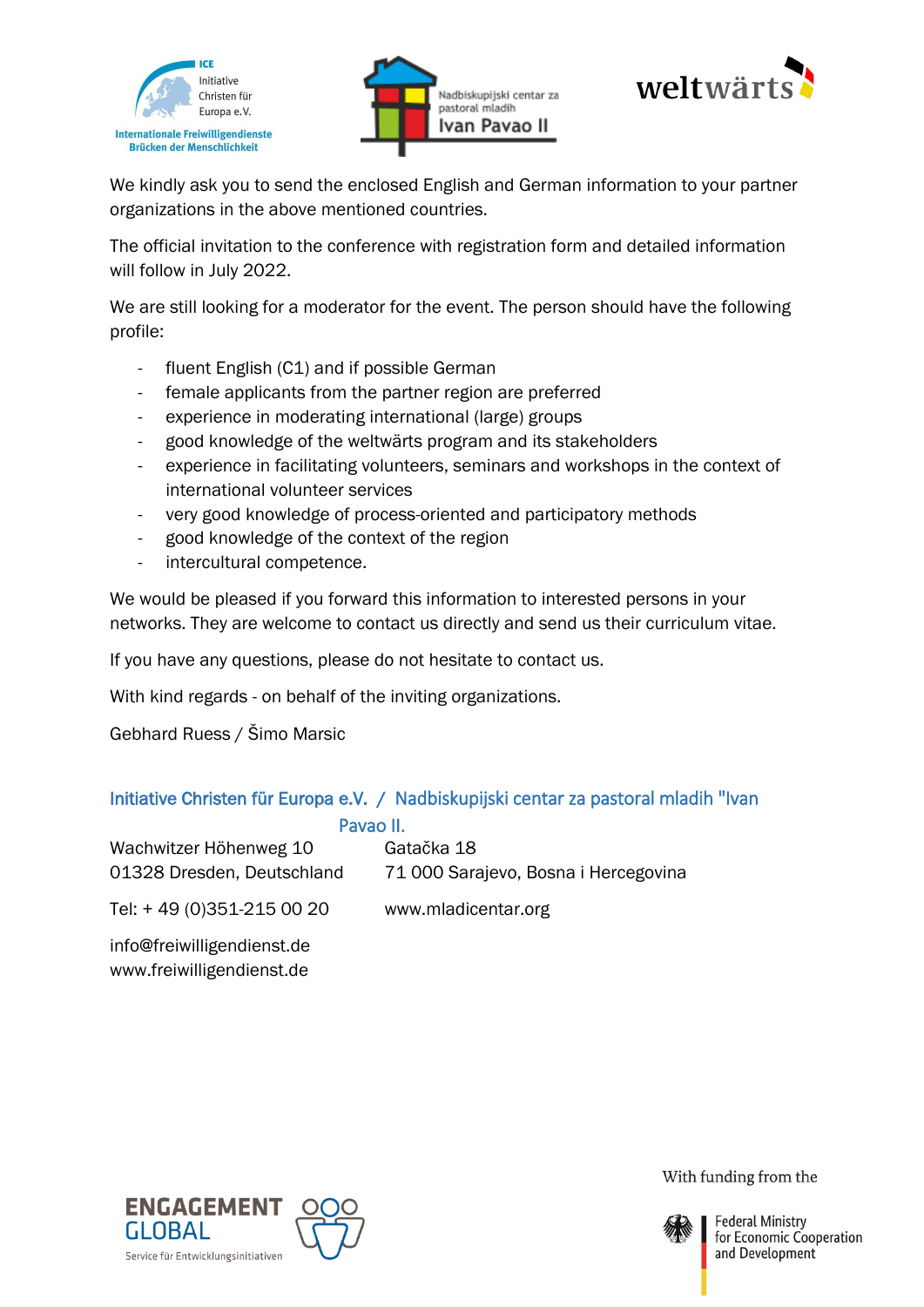We kindly ask you to send the enclosed English and German information to your partner organizations in the above mentioned countries.

The official invitation to the conference with registration form and detailed information will follow in July 2022.

We are still looking for a moderator for the event. The person should have the following profile:

- fluent English (C1) and if possible German
- female applicants from the partner region are preferred
- experience in moderating international (large) groups
- good knowledge of the weltwärts program and its stakeholders
- experience in facilitating volunteers, seminars and workshops in the context of international volunteer services
- very good knowledge of process-oriented and participatory methods
- good knowledge of the context of the region
- intercultural competence.

We would be pleased if you forward this information to interested persons in your networks. They are welcome to contact us directly and send us their curriculum vitae.

If you have any questions, please do not hesitate to contact us.

With kind regards - on behalf of the inviting organizations.

Gebhard Ruess / Šimo Marsic

Initiative Christen für Europa e.V. / Nadbiskupijski centar za pastoral mladih "Ivan Pavao II.

| Initiative Christen für Europa e.V. | Nadbiskupijski centar za pastoral mladih "Ivan Pavao II. |
|---|---|
| Wachwitzer Höhenweg 10 | Gatačka 18 |
| 01328 Dresden, Deutschland | 71 000 Sarajevo, Bosna i Hercegovina |
| Tel: + 49 (0)351-215 00 20 | www.mladicentar.org |
| info@freiwilligendienst.de | |
| www.freiwilligendienst.de | |

With funding from the

Federal Ministry for Economic Cooperation and Development